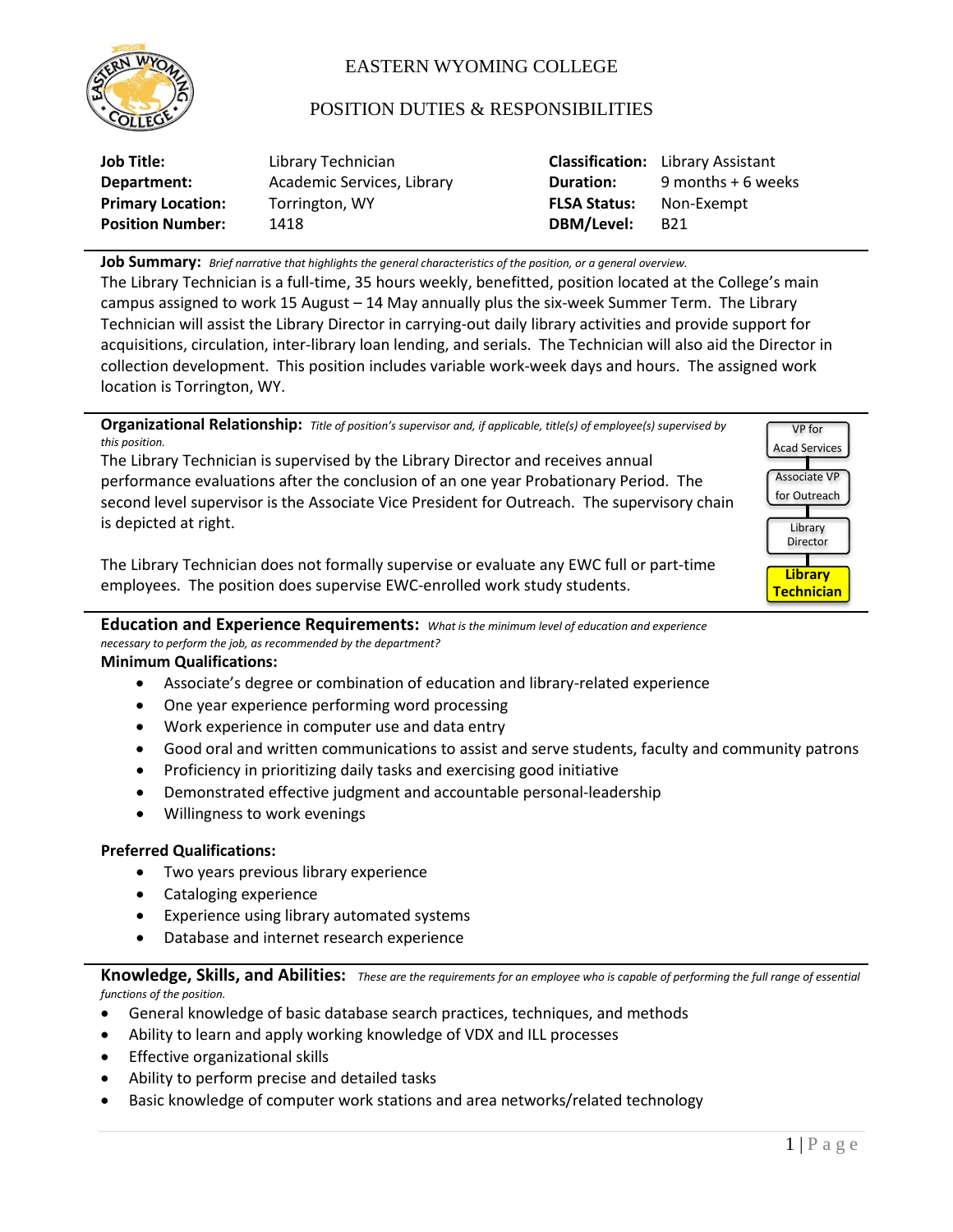# EASTERN WYOMING COLLEGE

## POSITION DUTIES & RESPONSIBILITIES

| | | | |
|---|---|---|---|
| **Job Title:** | Library Technician | **Classification:** | Library Assistant |
| **Department:** | Academic Services, Library | **Duration:** | 9 months + 6 weeks |
| **Primary Location:** | Torrington, WY | **FLSA Status:** | Non-Exempt |
| **Position Number:** | 1418 | **DBM/Level:** | B21 |

**Job Summary:** *Brief narrative that highlights the general characteristics of the position, or a general overview.*

The Library Technician is a full-time, 35 hours weekly, benefitted, position located at the College's main campus assigned to work 15 August – 14 May annually plus the six-week Summer Term. The Library Technician will assist the Library Director in carrying-out daily library activities and provide support for acquisitions, circulation, inter-library loan lending, and serials. The Technician will also aid the Director in collection development. This position includes variable work-week days and hours. The assigned work location is Torrington, WY.

**Organizational Relationship:** *Title of position's supervisor and, if applicable, title(s) of employee(s) supervised by this position.*

The Library Technician is supervised by the Library Director and receives annual performance evaluations after the conclusion of an one year Probationary Period. The second level supervisor is the Associate Vice President for Outreach. The supervisory chain is depicted at right.

VP for Acad Services → Associate VP for Outreach → Library Director → **Library Technician**

The Library Technician does not formally supervise or evaluate any EWC full or part-time employees. The position does supervise EWC-enrolled work study students.

**Education and Experience Requirements:** *What is the minimum level of education and experience necessary to perform the job, as recommended by the department?*

**Minimum Qualifications:**

- Associate's degree or combination of education and library-related experience
- One year experience performing word processing
- Work experience in computer use and data entry
- Good oral and written communications to assist and serve students, faculty and community patrons
- Proficiency in prioritizing daily tasks and exercising good initiative
- Demonstrated effective judgment and accountable personal-leadership
- Willingness to work evenings

**Preferred Qualifications:**

- Two years previous library experience
- Cataloging experience
- Experience using library automated systems
- Database and internet research experience

**Knowledge, Skills, and Abilities:** *These are the requirements for an employee who is capable of performing the full range of essential functions of the position.*

- General knowledge of basic database search practices, techniques, and methods
- Ability to learn and apply working knowledge of VDX and ILL processes
- Effective organizational skills
- Ability to perform precise and detailed tasks
- Basic knowledge of computer work stations and area networks/related technology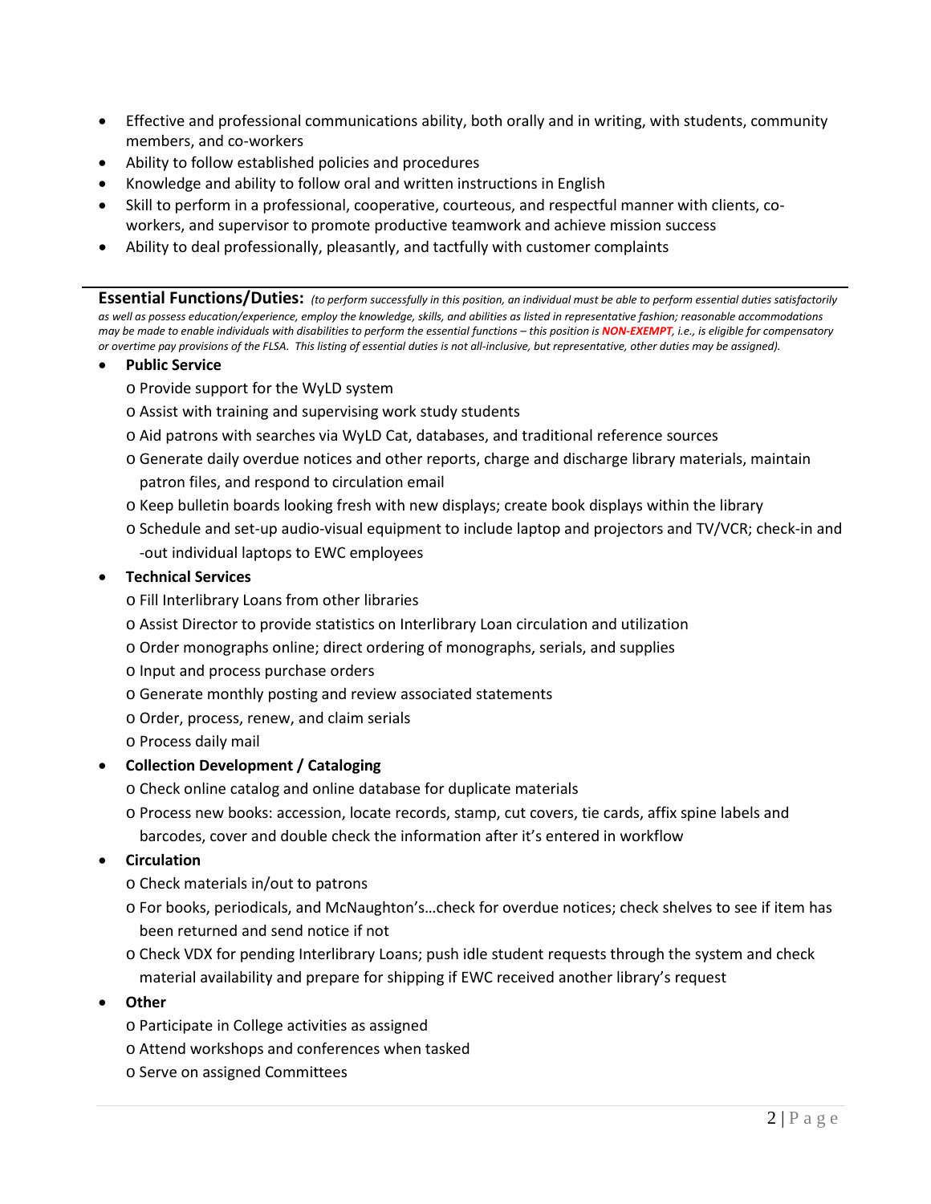- Effective and professional communications ability, both orally and in writing, with students, community members, and co-workers
- Ability to follow established policies and procedures
- Knowledge and ability to follow oral and written instructions in English
- Skill to perform in a professional, cooperative, courteous, and respectful manner with clients, co-workers, and supervisor to promote productive teamwork and achieve mission success
- Ability to deal professionally, pleasantly, and tactfully with customer complaints

---

**Essential Functions/Duties:** *(to perform successfully in this position, an individual must be able to perform essential duties satisfactorily as well as possess education/experience, employ the knowledge, skills, and abilities as listed in representative fashion; reasonable accommodations may be made to enable individuals with disabilities to perform the essential functions – this position is* ***NON-EXEMPT****, i.e., is eligible for compensatory or overtime pay provisions of the FLSA. This listing of essential duties is not all-inclusive, but representative, other duties may be assigned).*

- **Public Service**
  - Provide support for the WyLD system
  - Assist with training and supervising work study students
  - Aid patrons with searches via WyLD Cat, databases, and traditional reference sources
  - Generate daily overdue notices and other reports, charge and discharge library materials, maintain patron files, and respond to circulation email
  - Keep bulletin boards looking fresh with new displays; create book displays within the library
  - Schedule and set-up audio-visual equipment to include laptop and projectors and TV/VCR; check-in and -out individual laptops to EWC employees
- **Technical Services**
  - Fill Interlibrary Loans from other libraries
  - Assist Director to provide statistics on Interlibrary Loan circulation and utilization
  - Order monographs online; direct ordering of monographs, serials, and supplies
  - Input and process purchase orders
  - Generate monthly posting and review associated statements
  - Order, process, renew, and claim serials
  - Process daily mail
- **Collection Development / Cataloging**
  - Check online catalog and online database for duplicate materials
  - Process new books: accession, locate records, stamp, cut covers, tie cards, affix spine labels and barcodes, cover and double check the information after it's entered in workflow
- **Circulation**
  - Check materials in/out to patrons
  - For books, periodicals, and McNaughton's…check for overdue notices; check shelves to see if item has been returned and send notice if not
  - Check VDX for pending Interlibrary Loans; push idle student requests through the system and check material availability and prepare for shipping if EWC received another library's request
- **Other**
  - Participate in College activities as assigned
  - Attend workshops and conferences when tasked
  - Serve on assigned Committees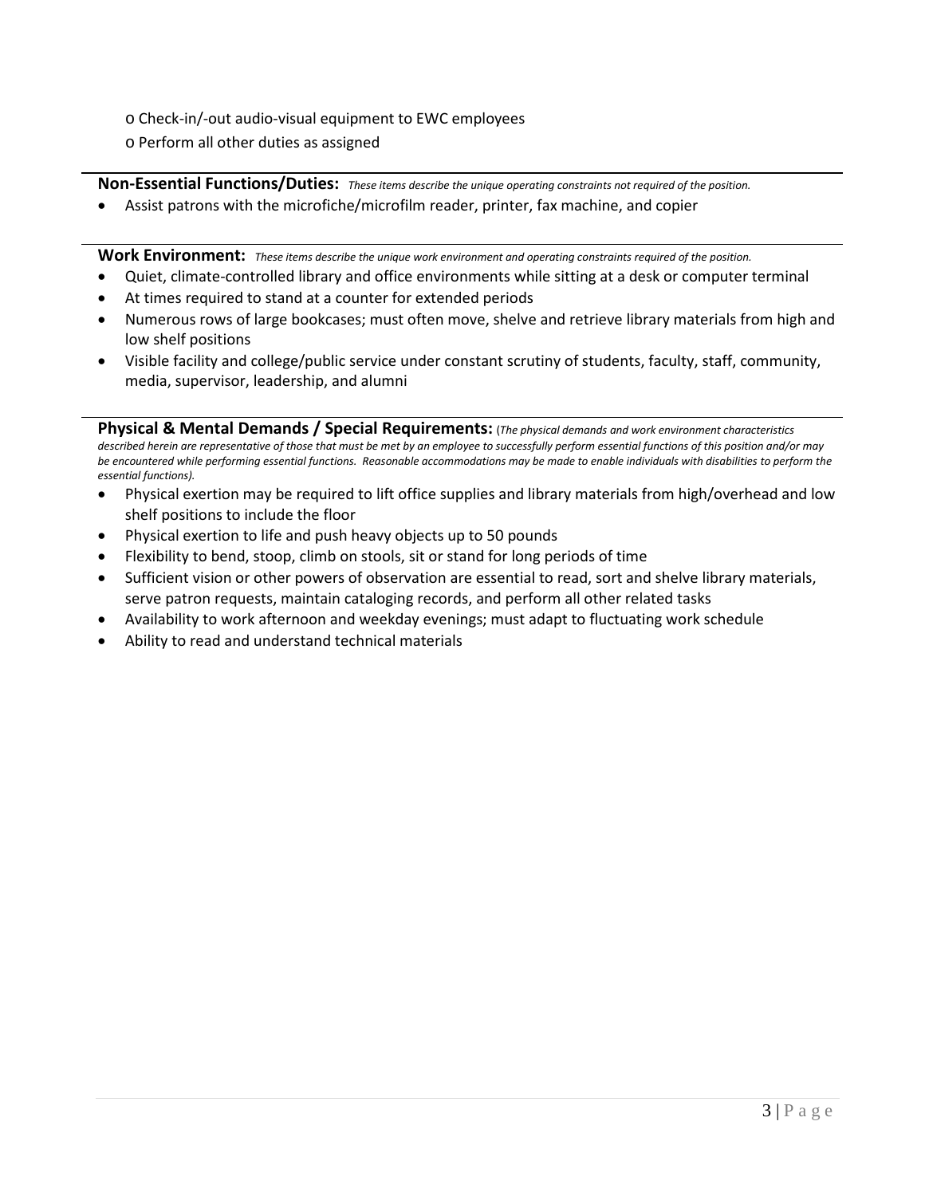- Check-in/-out audio-visual equipment to EWC employees
- Perform all other duties as assigned

**Non-Essential Functions/Duties:** *These items describe the unique operating constraints not required of the position.*

- Assist patrons with the microfiche/microfilm reader, printer, fax machine, and copier

**Work Environment:** *These items describe the unique work environment and operating constraints required of the position.*

- Quiet, climate-controlled library and office environments while sitting at a desk or computer terminal
- At times required to stand at a counter for extended periods
- Numerous rows of large bookcases; must often move, shelve and retrieve library materials from high and low shelf positions
- Visible facility and college/public service under constant scrutiny of students, faculty, staff, community, media, supervisor, leadership, and alumni

**Physical & Mental Demands / Special Requirements:** (*The physical demands and work environment characteristics described herein are representative of those that must be met by an employee to successfully perform essential functions of this position and/or may be encountered while performing essential functions. Reasonable accommodations may be made to enable individuals with disabilities to perform the essential functions).*

- Physical exertion may be required to lift office supplies and library materials from high/overhead and low shelf positions to include the floor
- Physical exertion to life and push heavy objects up to 50 pounds
- Flexibility to bend, stoop, climb on stools, sit or stand for long periods of time
- Sufficient vision or other powers of observation are essential to read, sort and shelve library materials, serve patron requests, maintain cataloging records, and perform all other related tasks
- Availability to work afternoon and weekday evenings; must adapt to fluctuating work schedule
- Ability to read and understand technical materials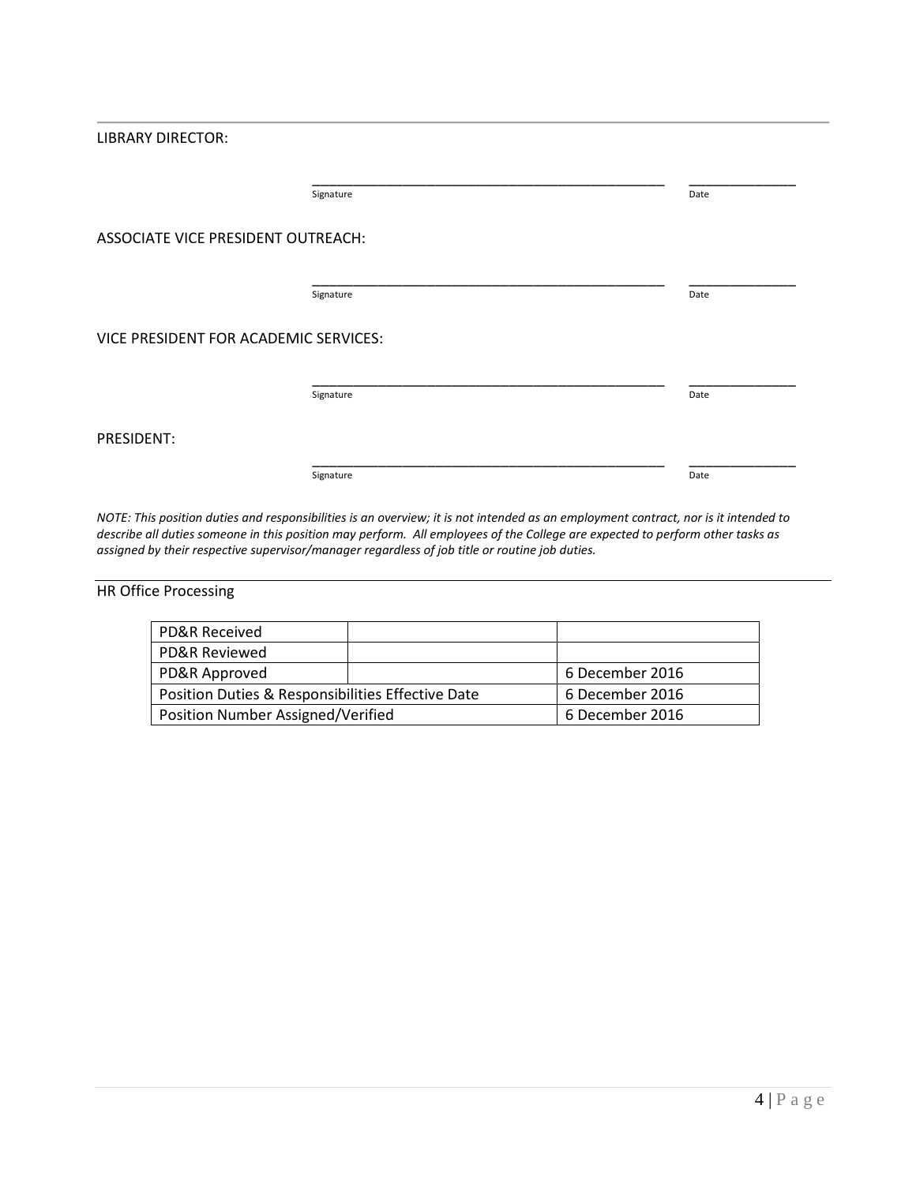LIBRARY DIRECTOR:

_______________________________________________ ______________
Signature Date

ASSOCIATE VICE PRESIDENT OUTREACH:

_______________________________________________ ______________
Signature Date

VICE PRESIDENT FOR ACADEMIC SERVICES:

_______________________________________________ ______________
Signature Date

PRESIDENT:

_______________________________________________ ______________
Signature Date

*NOTE: This position duties and responsibilities is an overview; it is not intended as an employment contract, nor is it intended to describe all duties someone in this position may perform. All employees of the College are expected to perform other tasks as assigned by their respective supervisor/manager regardless of job title or routine job duties.*

HR Office Processing

| | | |
|---|---|---|
| PD&R Received | | |
| PD&R Reviewed | | |
| PD&R Approved | | 6 December 2016 |
| Position Duties & Responsibilities Effective Date | | 6 December 2016 |
| Position Number Assigned/Verified | | 6 December 2016 |